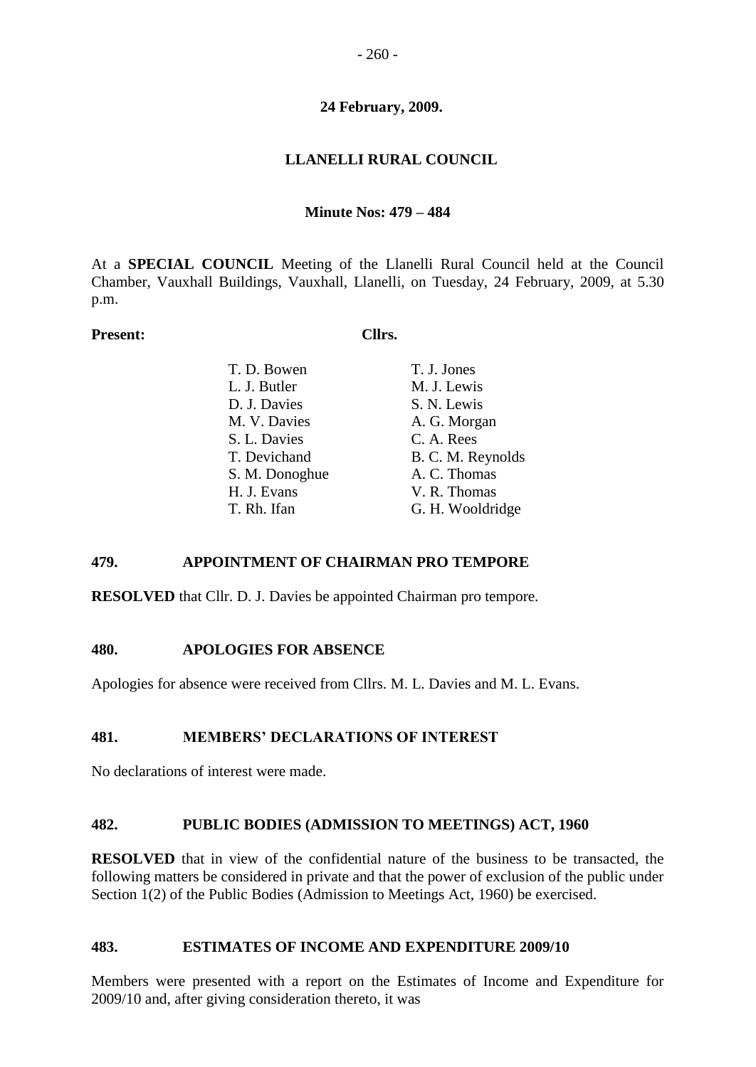**24 February, 2009.**

# LLANELLI RURAL COUNCIL

**Minute Nos: 479 – 484**

At a **SPECIAL COUNCIL** Meeting of the Llanelli Rural Council held at the Council Chamber, Vauxhall Buildings, Vauxhall, Llanelli, on Tuesday, 24 February, 2009, at 5.30 p.m.

**Present:** **Cllrs.**

| | |
|---|---|
| T. D. Bowen | T. J. Jones |
| L. J. Butler | M. J. Lewis |
| D. J. Davies | S. N. Lewis |
| M. V. Davies | A. G. Morgan |
| S. L. Davies | C. A. Rees |
| T. Devichand | B. C. M. Reynolds |
| S. M. Donoghue | A. C. Thomas |
| H. J. Evans | V. R. Thomas |
| T. Rh. Ifan | G. H. Wooldridge |

## 479. APPOINTMENT OF CHAIRMAN PRO TEMPORE

**RESOLVED** that Cllr. D. J. Davies be appointed Chairman pro tempore.

## 480. APOLOGIES FOR ABSENCE

Apologies for absence were received from Cllrs. M. L. Davies and M. L. Evans.

## 481. MEMBERS' DECLARATIONS OF INTEREST

No declarations of interest were made.

## 482. PUBLIC BODIES (ADMISSION TO MEETINGS) ACT, 1960

**RESOLVED** that in view of the confidential nature of the business to be transacted, the following matters be considered in private and that the power of exclusion of the public under Section 1(2) of the Public Bodies (Admission to Meetings Act, 1960) be exercised.

## 483. ESTIMATES OF INCOME AND EXPENDITURE 2009/10

Members were presented with a report on the Estimates of Income and Expenditure for 2009/10 and, after giving consideration thereto, it was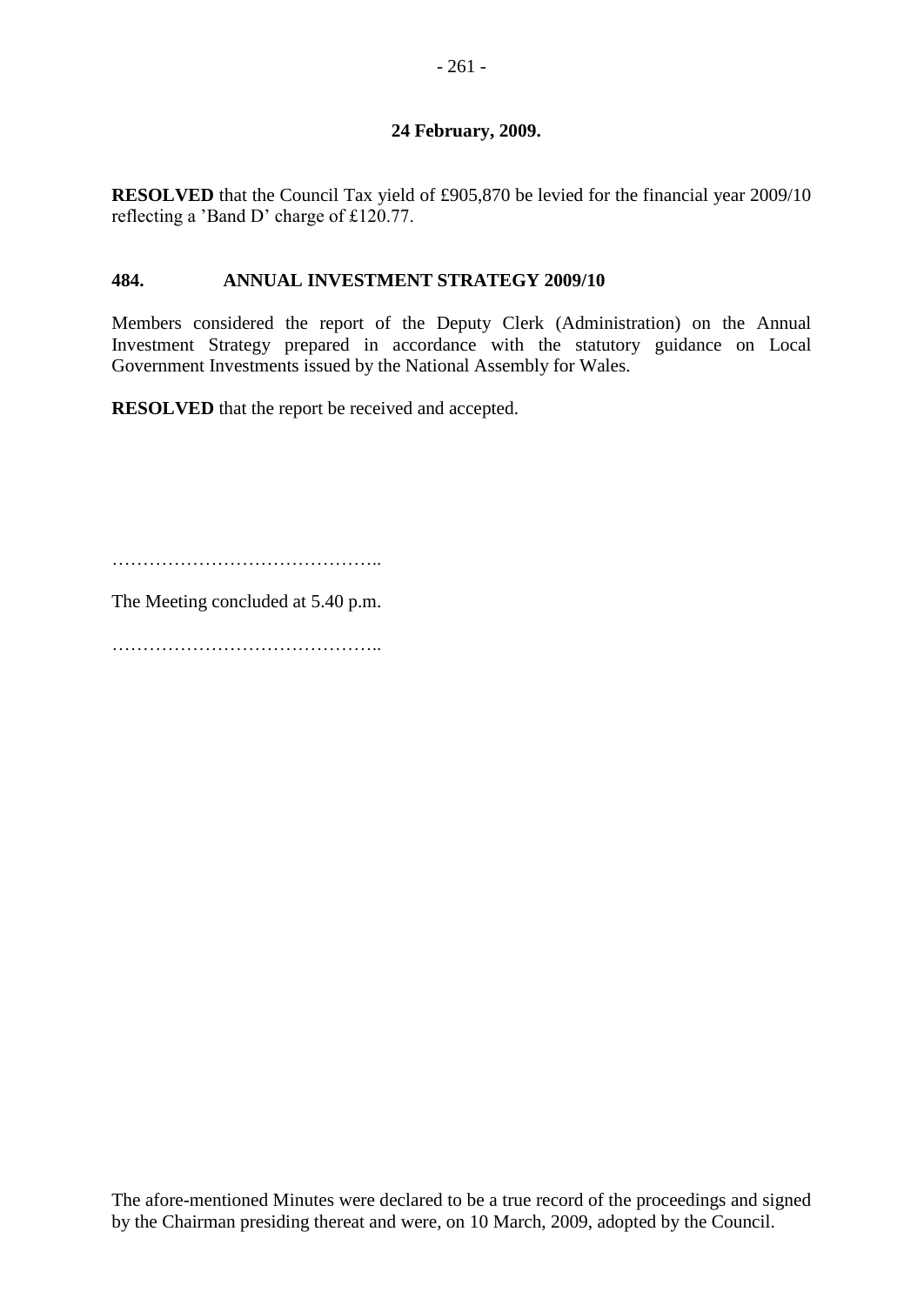**24 February, 2009.**

**RESOLVED** that the Council Tax yield of £905,870 be levied for the financial year 2009/10 reflecting a 'Band D' charge of £120.77.

## 484. ANNUAL INVESTMENT STRATEGY 2009/10

Members considered the report of the Deputy Clerk (Administration) on the Annual Investment Strategy prepared in accordance with the statutory guidance on Local Government Investments issued by the National Assembly for Wales.

**RESOLVED** that the report be received and accepted.

……………………………………..

The Meeting concluded at 5.40 p.m.

……………………………………..

The afore-mentioned Minutes were declared to be a true record of the proceedings and signed by the Chairman presiding thereat and were, on 10 March, 2009, adopted by the Council.